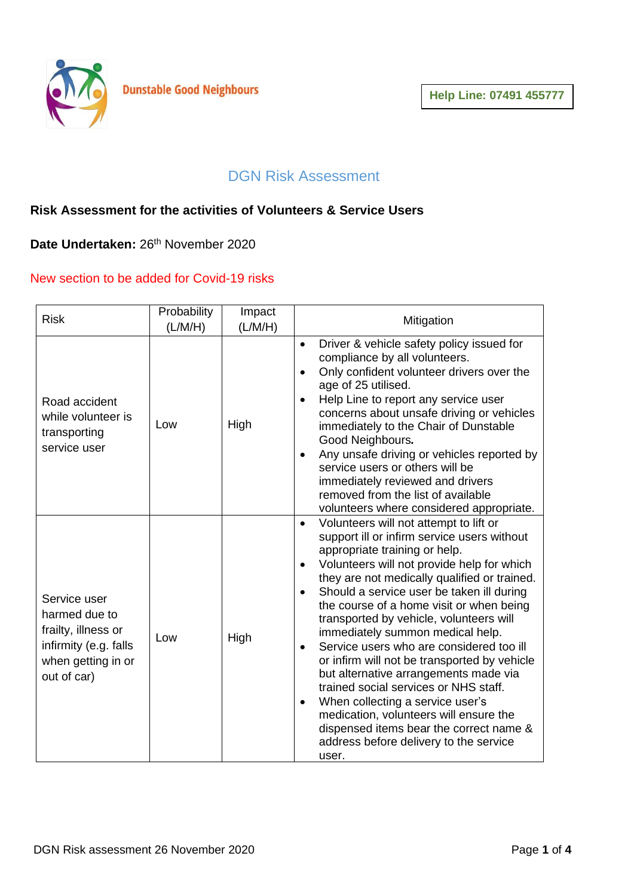Dunstable Good Neighbours

**Help Line: 07491 455777**

# DGN Risk Assessment

**Risk Assessment for the activities of Volunteers & Service Users**

**Date Undertaken:** 26th November 2020

New section to be added for Covid-19 risks

| Risk | Probability (L/M/H) | Impact (L/M/H) | Mitigation |
|---|---|---|---|
| Road accident while volunteer is transporting service user | Low | High | • Driver & vehicle safety policy issued for compliance by all volunteers.<br>• Only confident volunteer drivers over the age of 25 utilised.<br>• Help Line to report any service user concerns about unsafe driving or vehicles immediately to the Chair of Dunstable Good Neighbours.<br>• Any unsafe driving or vehicles reported by service users or others will be immediately reviewed and drivers removed from the list of available volunteers where considered appropriate. |
| Service user harmed due to frailty, illness or infirmity (e.g. falls when getting in or out of car) | Low | High | • Volunteers will not attempt to lift or support ill or infirm service users without appropriate training or help.<br>• Volunteers will not provide help for which they are not medically qualified or trained.<br>• Should a service user be taken ill during the course of a home visit or when being transported by vehicle, volunteers will immediately summon medical help.<br>• Service users who are considered too ill or infirm will not be transported by vehicle but alternative arrangements made via trained social services or NHS staff.<br>• When collecting a service user's medication, volunteers will ensure the dispensed items bear the correct name & address before delivery to the service user. |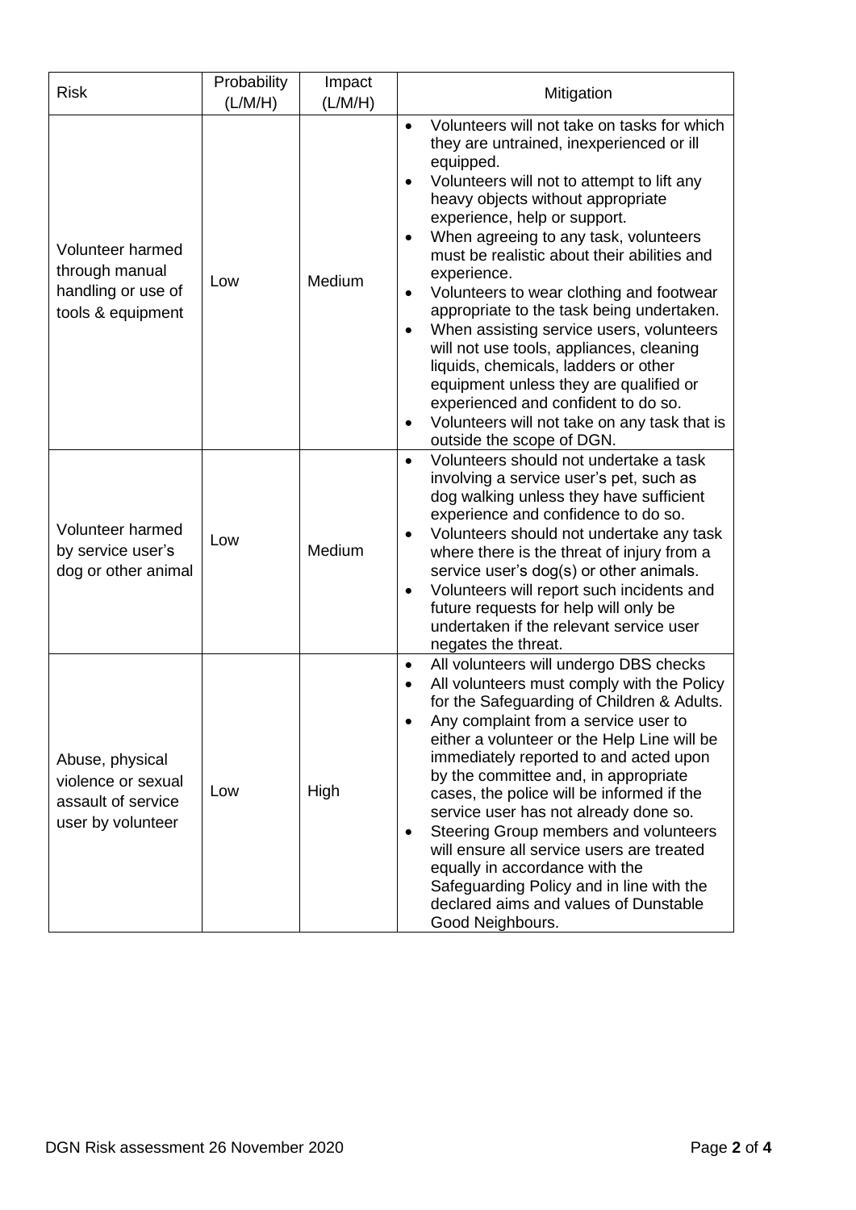| Risk | Probability (L/M/H) | Impact (L/M/H) | Mitigation |
|---|---|---|---|
| Volunteer harmed through manual handling or use of tools & equipment | Low | Medium | • Volunteers will not take on tasks for which they are untrained, inexperienced or ill equipped.<br>• Volunteers will not to attempt to lift any heavy objects without appropriate experience, help or support.<br>• When agreeing to any task, volunteers must be realistic about their abilities and experience.<br>• Volunteers to wear clothing and footwear appropriate to the task being undertaken.<br>• When assisting service users, volunteers will not use tools, appliances, cleaning liquids, chemicals, ladders or other equipment unless they are qualified or experienced and confident to do so.<br>• Volunteers will not take on any task that is outside the scope of DGN. |
| Volunteer harmed by service user's dog or other animal | Low | Medium | • Volunteers should not undertake a task involving a service user's pet, such as dog walking unless they have sufficient experience and confidence to do so.<br>• Volunteers should not undertake any task where there is the threat of injury from a service user's dog(s) or other animals.<br>• Volunteers will report such incidents and future requests for help will only be undertaken if the relevant service user negates the threat. |
| Abuse, physical violence or sexual assault of service user by volunteer | Low | High | • All volunteers will undergo DBS checks<br>• All volunteers must comply with the Policy for the Safeguarding of Children & Adults.<br>• Any complaint from a service user to either a volunteer or the Help Line will be immediately reported to and acted upon by the committee and, in appropriate cases, the police will be informed if the service user has not already done so.<br>• Steering Group members and volunteers will ensure all service users are treated equally in accordance with the Safeguarding Policy and in line with the declared aims and values of Dunstable Good Neighbours. |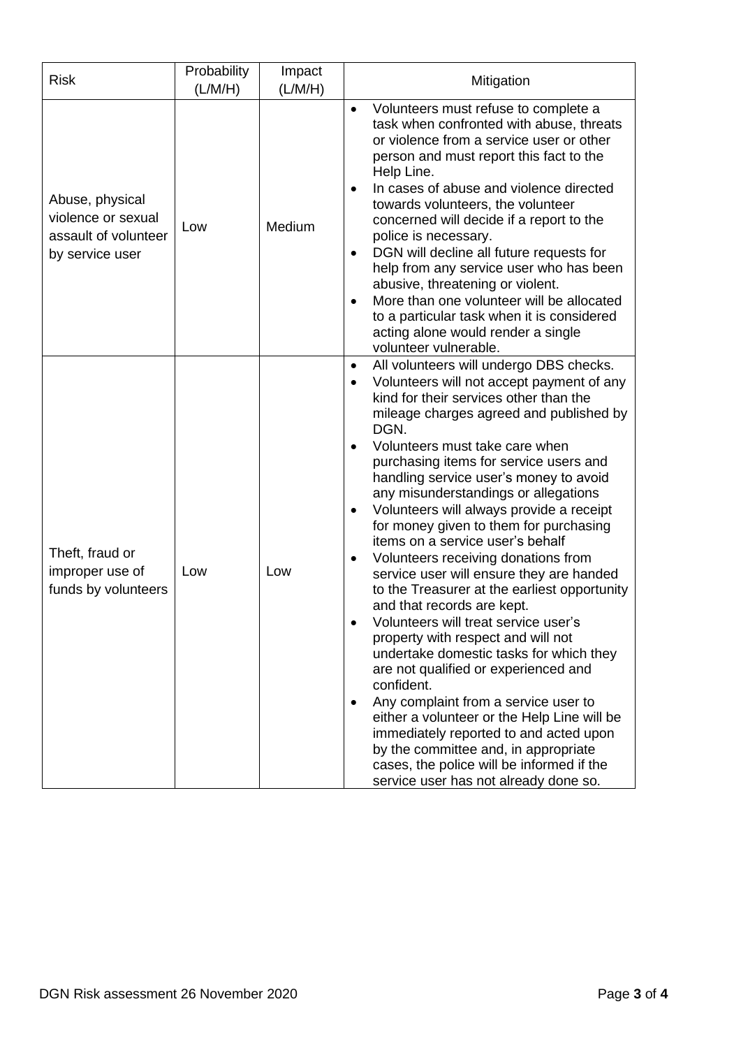| Risk | Probability (L/M/H) | Impact (L/M/H) | Mitigation |
|---|---|---|---|
| Abuse, physical violence or sexual assault of volunteer by service user | Low | Medium | • Volunteers must refuse to complete a task when confronted with abuse, threats or violence from a service user or other person and must report this fact to the Help Line.<br>• In cases of abuse and violence directed towards volunteers, the volunteer concerned will decide if a report to the police is necessary.<br>• DGN will decline all future requests for help from any service user who has been abusive, threatening or violent.<br>• More than one volunteer will be allocated to a particular task when it is considered acting alone would render a single volunteer vulnerable. |
| Theft, fraud or improper use of funds by volunteers | Low | Low | • All volunteers will undergo DBS checks.<br>• Volunteers will not accept payment of any kind for their services other than the mileage charges agreed and published by DGN.<br>• Volunteers must take care when purchasing items for service users and handling service user's money to avoid any misunderstandings or allegations<br>• Volunteers will always provide a receipt for money given to them for purchasing items on a service user's behalf<br>• Volunteers receiving donations from service user will ensure they are handed to the Treasurer at the earliest opportunity and that records are kept.<br>• Volunteers will treat service user's property with respect and will not undertake domestic tasks for which they are not qualified or experienced and confident.<br>• Any complaint from a service user to either a volunteer or the Help Line will be immediately reported to and acted upon by the committee and, in appropriate cases, the police will be informed if the service user has not already done so. |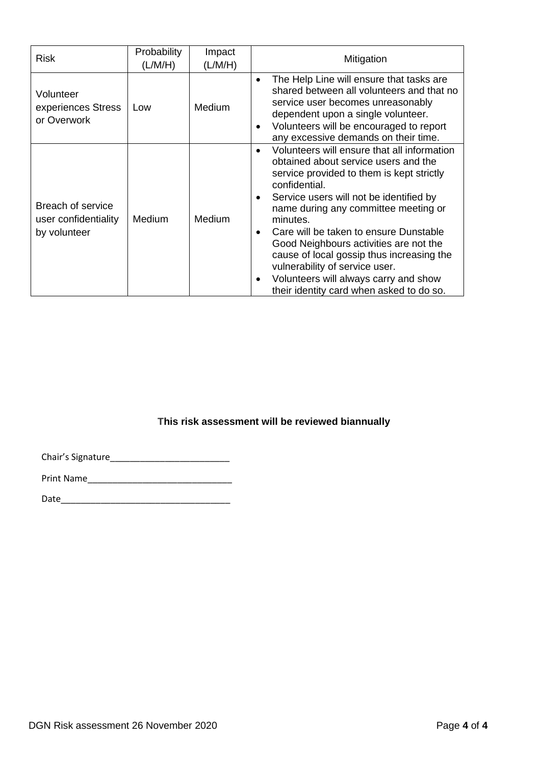| Risk | Probability (L/M/H) | Impact (L/M/H) | Mitigation |
|---|---|---|---|
| Volunteer experiences Stress or Overwork | Low | Medium | • The Help Line will ensure that tasks are shared between all volunteers and that no service user becomes unreasonably dependent upon a single volunteer.<br>• Volunteers will be encouraged to report any excessive demands on their time. |
| Breach of service user confidentiality by volunteer | Medium | Medium | • Volunteers will ensure that all information obtained about service users and the service provided to them is kept strictly confidential.<br>• Service users will not be identified by name during any committee meeting or minutes.<br>• Care will be taken to ensure Dunstable Good Neighbours activities are not the cause of local gossip thus increasing the vulnerability of service user.<br>• Volunteers will always carry and show their identity card when asked to do so. |

**This risk assessment will be reviewed biannually**

Chair's Signature_________________________

Print Name______________________________

Date___________________________________